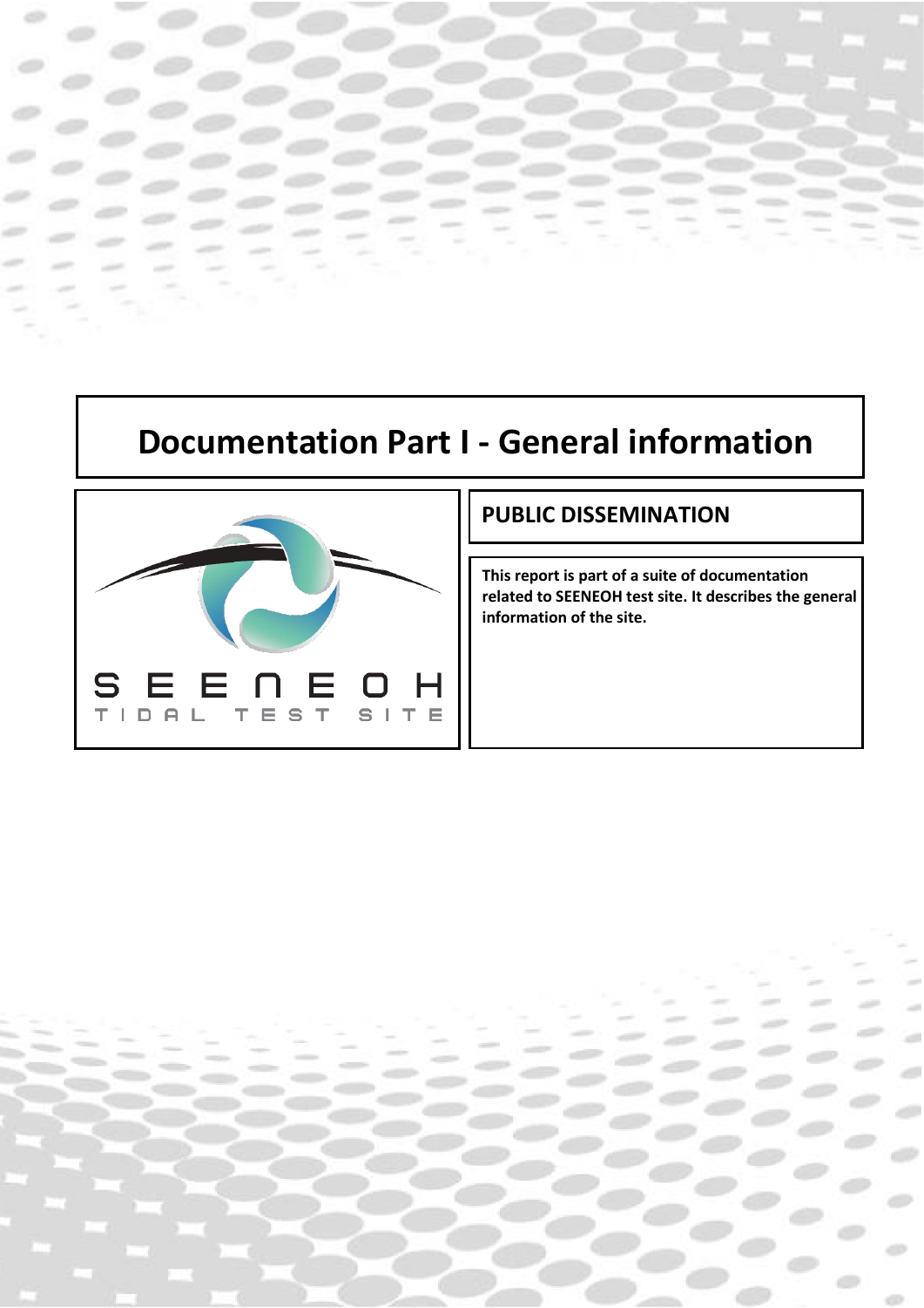# Documentation Part I - General information

SEENEOH
TIDAL TEST SITE

## PUBLIC DISSEMINATION

**This report is part of a suite of documentation related to SEENEOH test site. It describes the general information of the site.**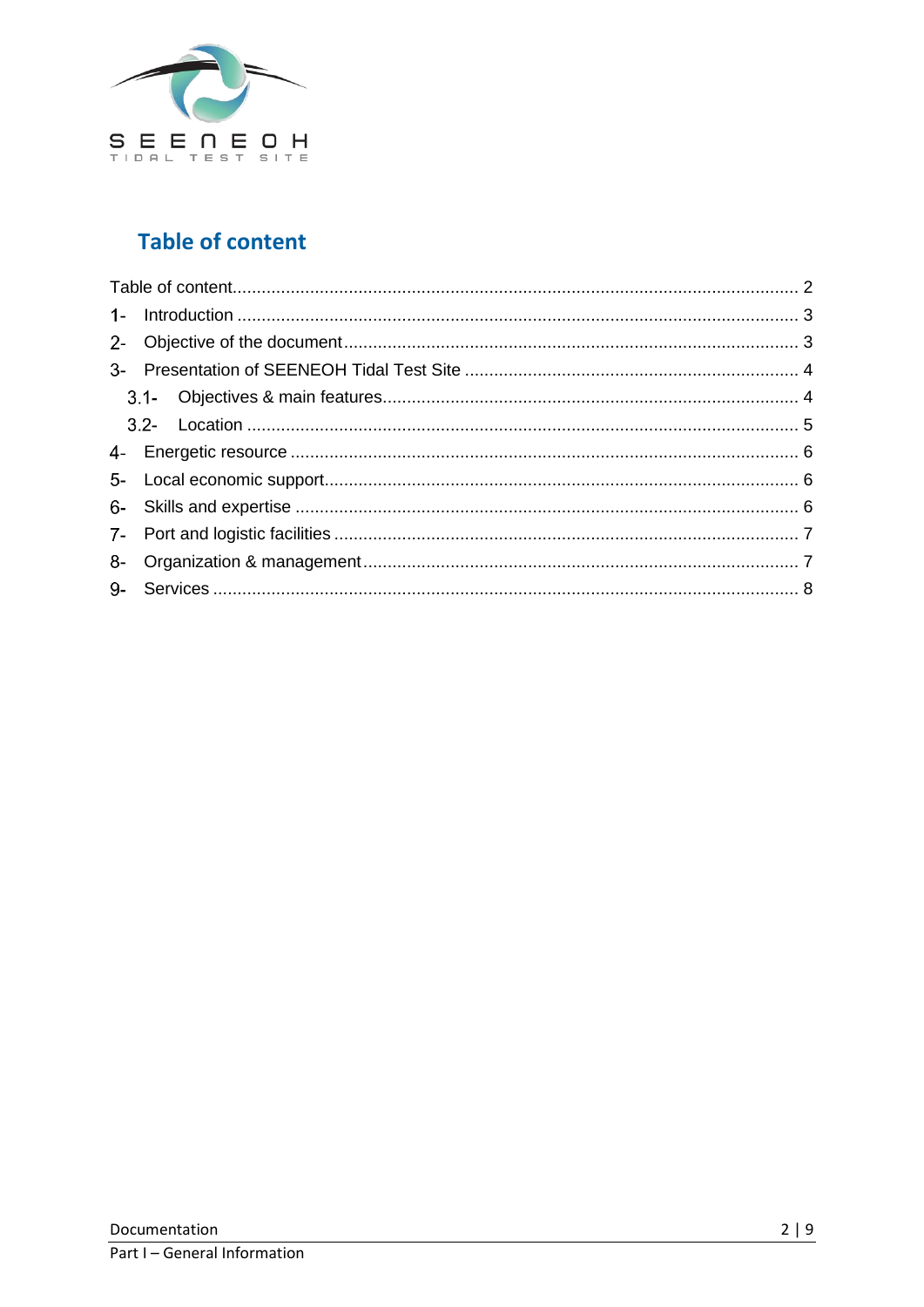## Table of content

Table of content .......... 2

1- Introduction .......... 3

2- Objective of the document .......... 3

3- Presentation of SEENEOH Tidal Test Site .......... 4

  3.1- Objectives & main features .......... 4

  3.2- Location .......... 5

4- Energetic resource .......... 6

5- Local economic support .......... 6

6- Skills and expertise .......... 6

7- Port and logistic facilities .......... 7

8- Organization & management .......... 7

9- Services .......... 8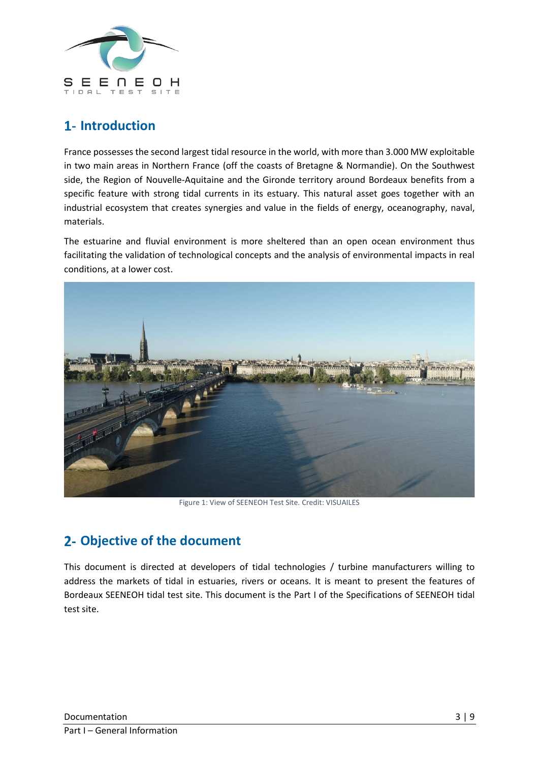## 1- Introduction

France possesses the second largest tidal resource in the world, with more than 3.000 MW exploitable in two main areas in Northern France (off the coasts of Bretagne & Normandie). On the Southwest side, the Region of Nouvelle-Aquitaine and the Gironde territory around Bordeaux benefits from a specific feature with strong tidal currents in its estuary. This natural asset goes together with an industrial ecosystem that creates synergies and value in the fields of energy, oceanography, naval, materials.

The estuarine and fluvial environment is more sheltered than an open ocean environment thus facilitating the validation of technological concepts and the analysis of environmental impacts in real conditions, at a lower cost.

Figure 1: View of SEENEOH Test Site. Credit: VISUAILES

## 2- Objective of the document

This document is directed at developers of tidal technologies / turbine manufacturers willing to address the markets of tidal in estuaries, rivers or oceans. It is meant to present the features of Bordeaux SEENEOH tidal test site. This document is the Part I of the Specifications of SEENEOH tidal test site.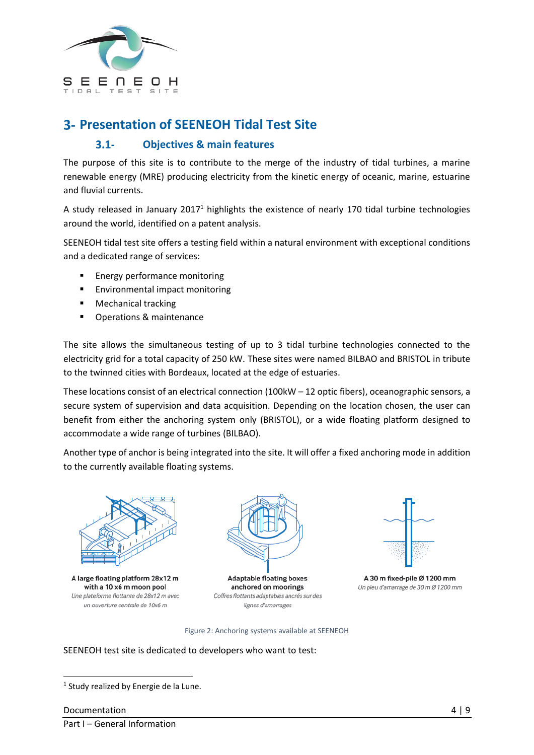## 3- Presentation of SEENEOH Tidal Test Site

### 3.1- Objectives & main features

The purpose of this site is to contribute to the merge of the industry of tidal turbines, a marine renewable energy (MRE) producing electricity from the kinetic energy of oceanic, marine, estuarine and fluvial currents.

A study released in January 2017[1] highlights the existence of nearly 170 tidal turbine technologies around the world, identified on a patent analysis.

SEENEOH tidal test site offers a testing field within a natural environment with exceptional conditions and a dedicated range of services:

- Energy performance monitoring
- Environmental impact monitoring
- Mechanical tracking
- Operations & maintenance

The site allows the simultaneous testing of up to 3 tidal turbine technologies connected to the electricity grid for a total capacity of 250 kW. These sites were named BILBAO and BRISTOL in tribute to the twinned cities with Bordeaux, located at the edge of estuaries.

These locations consist of an electrical connection (100kW – 12 optic fibers), oceanographic sensors, a secure system of supervision and data acquisition. Depending on the location chosen, the user can benefit from either the anchoring system only (BRISTOL), or a wide floating platform designed to accommodate a wide range of turbines (BILBAO).

Another type of anchor is being integrated into the site. It will offer a fixed anchoring mode in addition to the currently available floating systems.

**A large floating platform 28x12 m with a 10 x6 m moon pool**
*Une plateforme flottante de 28x12 m avec un ouverture centrale de 10x6 m*

**Adaptable floating boxes anchored on moorings**
*Coffres flottants adaptables ancrés sur des lignes d'amarrages*

**A 30 m fixed-pile Ø 1200 mm**
*Un pieu d'amarrage de 30 m Ø 1200 mm*

Figure 2: Anchoring systems available at SEENEOH

SEENEOH test site is dedicated to developers who want to test:

---

[1] Study realized by Energie de la Lune.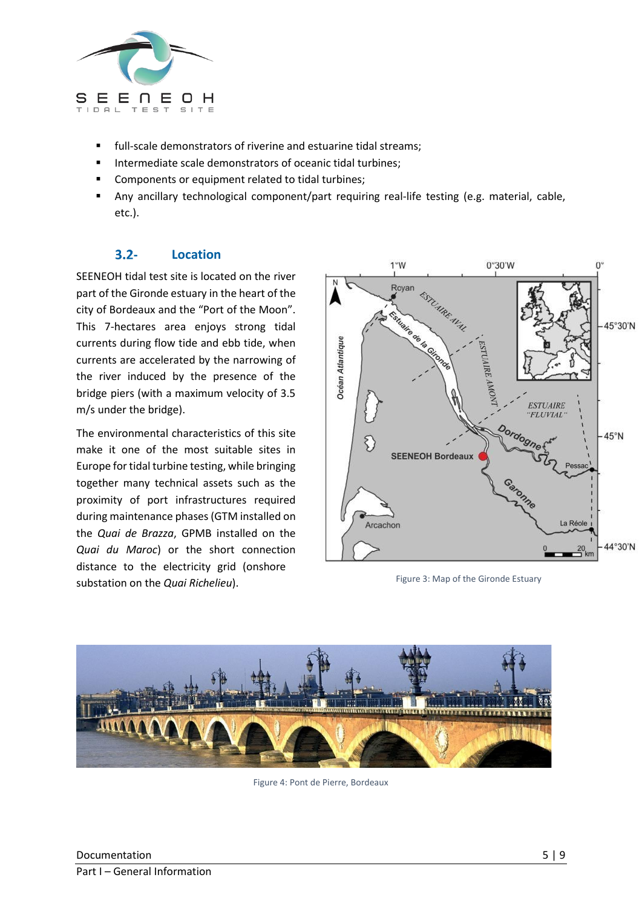- full-scale demonstrators of riverine and estuarine tidal streams;
- Intermediate scale demonstrators of oceanic tidal turbines;
- Components or equipment related to tidal turbines;
- Any ancillary technological component/part requiring real-life testing (e.g. material, cable, etc.).

### 3.2- Location

SEENEOH tidal test site is located on the river part of the Gironde estuary in the heart of the city of Bordeaux and the "Port of the Moon". This 7-hectares area enjoys strong tidal currents during flow tide and ebb tide, when currents are accelerated by the narrowing of the river induced by the presence of the bridge piers (with a maximum velocity of 3.5 m/s under the bridge).

The environmental characteristics of this site make it one of the most suitable sites in Europe for tidal turbine testing, while bringing together many technical assets such as the proximity of port infrastructures required during maintenance phases (GTM installed on the *Quai de Brazza*, GPMB installed on the *Quai du Maroc*) or the short connection distance to the electricity grid (onshore substation on the *Quai Richelieu*).

Figure 3: Map of the Gironde Estuary

Figure 4: Pont de Pierre, Bordeaux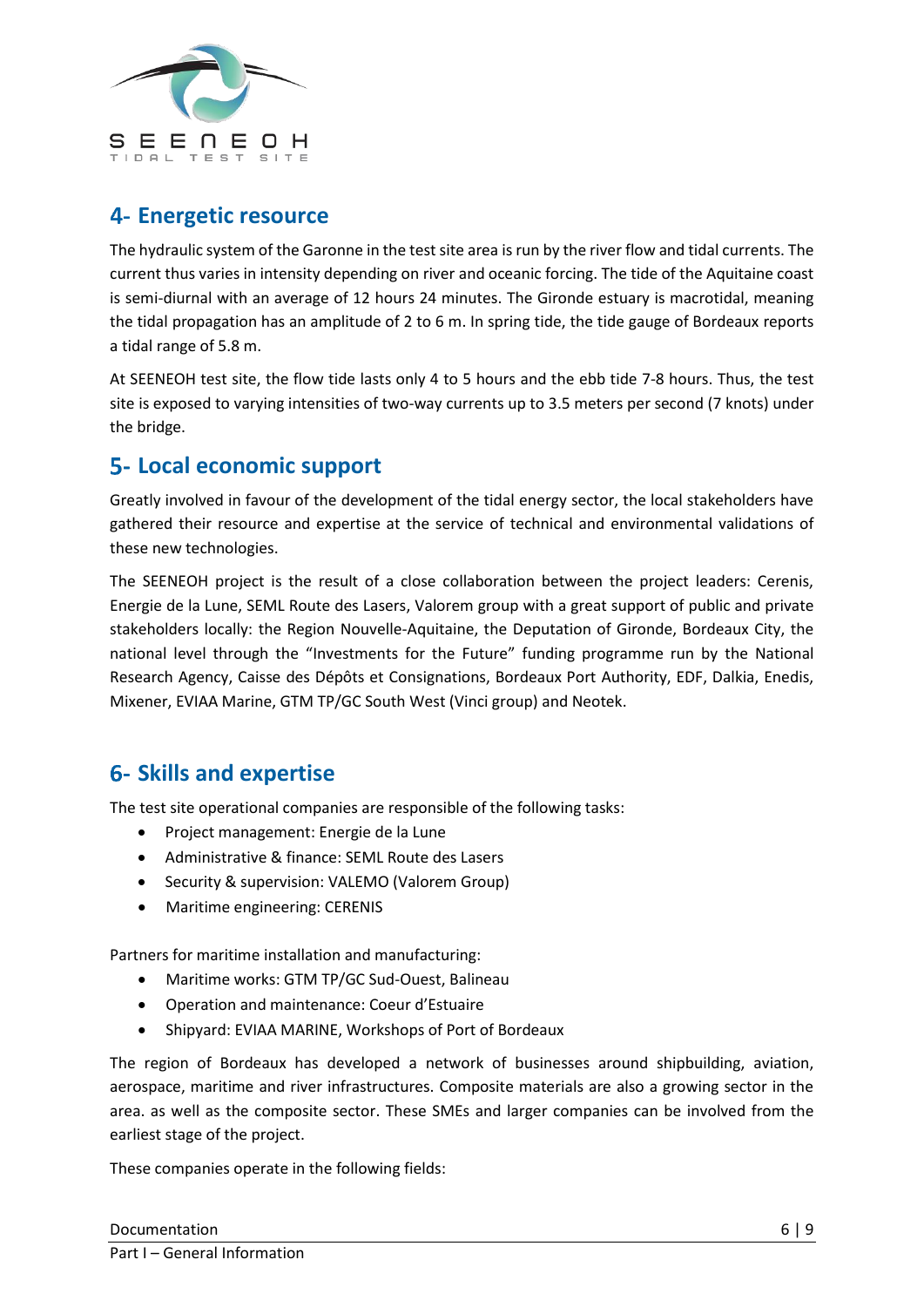## 4- Energetic resource

The hydraulic system of the Garonne in the test site area is run by the river flow and tidal currents. The current thus varies in intensity depending on river and oceanic forcing. The tide of the Aquitaine coast is semi-diurnal with an average of 12 hours 24 minutes. The Gironde estuary is macrotidal, meaning the tidal propagation has an amplitude of 2 to 6 m. In spring tide, the tide gauge of Bordeaux reports a tidal range of 5.8 m.

At SEENEOH test site, the flow tide lasts only 4 to 5 hours and the ebb tide 7-8 hours. Thus, the test site is exposed to varying intensities of two-way currents up to 3.5 meters per second (7 knots) under the bridge.

## 5- Local economic support

Greatly involved in favour of the development of the tidal energy sector, the local stakeholders have gathered their resource and expertise at the service of technical and environmental validations of these new technologies.

The SEENEOH project is the result of a close collaboration between the project leaders: Cerenis, Energie de la Lune, SEML Route des Lasers, Valorem group with a great support of public and private stakeholders locally: the Region Nouvelle-Aquitaine, the Deputation of Gironde, Bordeaux City, the national level through the "Investments for the Future" funding programme run by the National Research Agency, Caisse des Dépôts et Consignations, Bordeaux Port Authority, EDF, Dalkia, Enedis, Mixener, EVIAA Marine, GTM TP/GC South West (Vinci group) and Neotek.

## 6- Skills and expertise

The test site operational companies are responsible of the following tasks:

- Project management: Energie de la Lune
- Administrative & finance: SEML Route des Lasers
- Security & supervision: VALEMO (Valorem Group)
- Maritime engineering: CERENIS

Partners for maritime installation and manufacturing:

- Maritime works: GTM TP/GC Sud-Ouest, Balineau
- Operation and maintenance: Coeur d'Estuaire
- Shipyard: EVIAA MARINE, Workshops of Port of Bordeaux

The region of Bordeaux has developed a network of businesses around shipbuilding, aviation, aerospace, maritime and river infrastructures. Composite materials are also a growing sector in the area. as well as the composite sector. These SMEs and larger companies can be involved from the earliest stage of the project.

These companies operate in the following fields: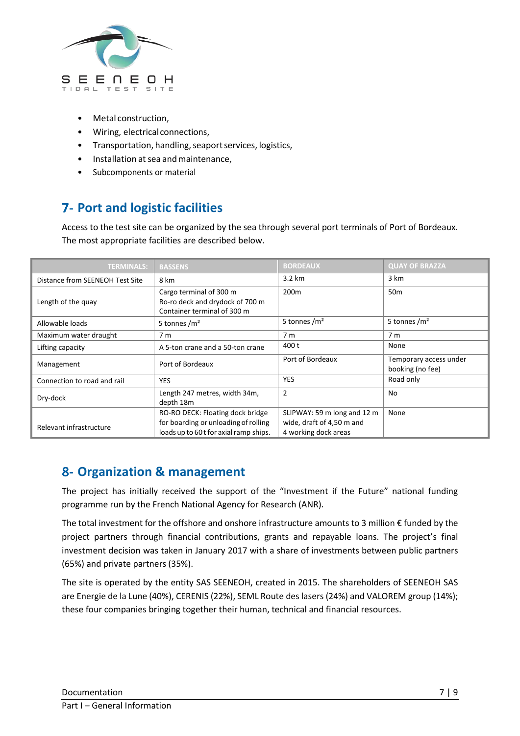- Metal construction,
- Wiring, electrical connections,
- Transportation, handling, seaport services, logistics,
- Installation at sea and maintenance,
- Subcomponents or material

## 7- Port and logistic facilities

Access to the test site can be organized by the sea through several port terminals of Port of Bordeaux. The most appropriate facilities are described below.

| TERMINALS: | BASSENS | BORDEAUX | QUAY OF BRAZZA |
|---|---|---|---|
| Distance from SEENEOH Test Site | 8 km | 3.2 km | 3 km |
| Length of the quay | Cargo terminal of 300 m<br>Ro-ro deck and drydock of 700 m<br>Container terminal of 300 m | 200m | 50m |
| Allowable loads | 5 tonnes /m² | 5 tonnes /m² | 5 tonnes /m² |
| Maximum water draught | 7 m | 7 m | 7 m |
| Lifting capacity | A 5-ton crane and a 50-ton crane | 400 t | None |
| Management | Port of Bordeaux | Port of Bordeaux | Temporary access under booking (no fee) |
| Connection to road and rail | YES | YES | Road only |
| Dry-dock | Length 247 metres, width 34m, depth 18m | 2 | No |
| Relevant infrastructure | RO-RO DECK: Floating dock bridge for boarding or unloading of rolling loads up to 60 t for axial ramp ships. | SLIPWAY: 59 m long and 12 m wide, draft of 4,50 m and 4 working dock areas | None |

## 8- Organization & management

The project has initially received the support of the "Investment if the Future" national funding programme run by the French National Agency for Research (ANR).

The total investment for the offshore and onshore infrastructure amounts to 3 million € funded by the project partners through financial contributions, grants and repayable loans. The project's final investment decision was taken in January 2017 with a share of investments between public partners (65%) and private partners (35%).

The site is operated by the entity SAS SEENEOH, created in 2015. The shareholders of SEENEOH SAS are Energie de la Lune (40%), CERENIS (22%), SEML Route des lasers (24%) and VALOREM group (14%); these four companies bringing together their human, technical and financial resources.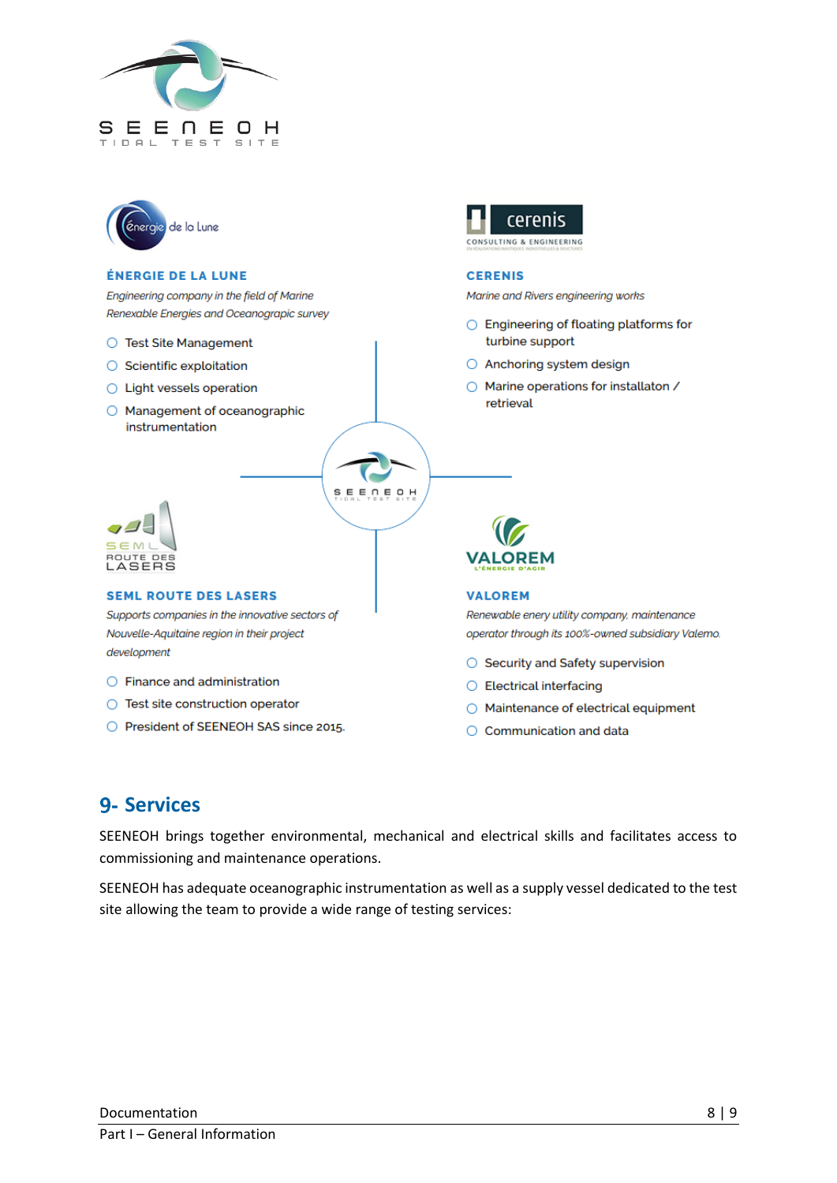### ÉNERGIE DE LA LUNE

*Engineering company in the field of Marine Renewable Energies and Oceanograpic survey*

- Test Site Management
- Scientific exploitation
- Light vessels operation
- Management of oceanographic instrumentation

### CERENIS

*Marine and Rivers engineering works*

- Engineering of floating platforms for turbine support
- Anchoring system design
- Marine operations for installaton / retrieval

### SEML ROUTE DES LASERS

*Supports companies in the innovative sectors of Nouvelle-Aquitaine region in their project development*

- Finance and administration
- Test site construction operator
- President of SEENEOH SAS since 2015.

### VALOREM

*Renewable enery utility company, maintenance operator through its 100%-owned subsidiary Valemo.*

- Security and Safety supervision
- Electrical interfacing
- Maintenance of electrical equipment
- Communication and data

## 9- Services

SEENEOH brings together environmental, mechanical and electrical skills and facilitates access to commissioning and maintenance operations.

SEENEOH has adequate oceanographic instrumentation as well as a supply vessel dedicated to the test site allowing the team to provide a wide range of testing services: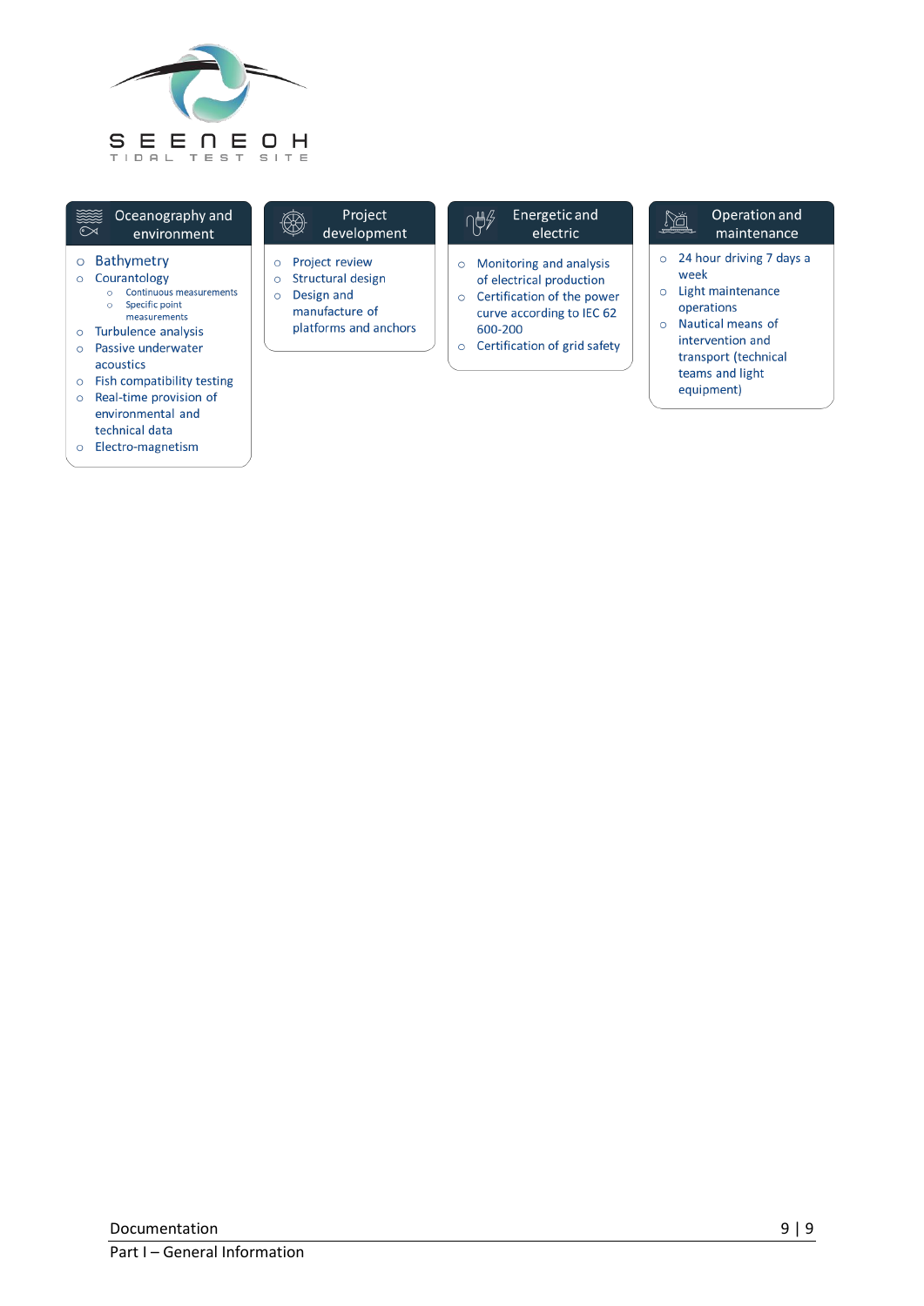SEENEOH
TIDAL TEST SITE

### Oceanography and environment

- Bathymetry
- Courantology
  - Continuous measurements
  - Specific point measurements
- Turbulence analysis
- Passive underwater acoustics
- Fish compatibility testing
- Real-time provision of environmental and technical data
- Electro-magnetism

### Project development

- Project review
- Structural design
- Design and manufacture of platforms and anchors

### Energetic and electric

- Monitoring and analysis of electrical production
- Certification of the power curve according to IEC 62 600-200
- Certification of grid safety

### Operation and maintenance

- 24 hour driving 7 days a week
- Light maintenance operations
- Nautical means of intervention and transport (technical teams and light equipment)